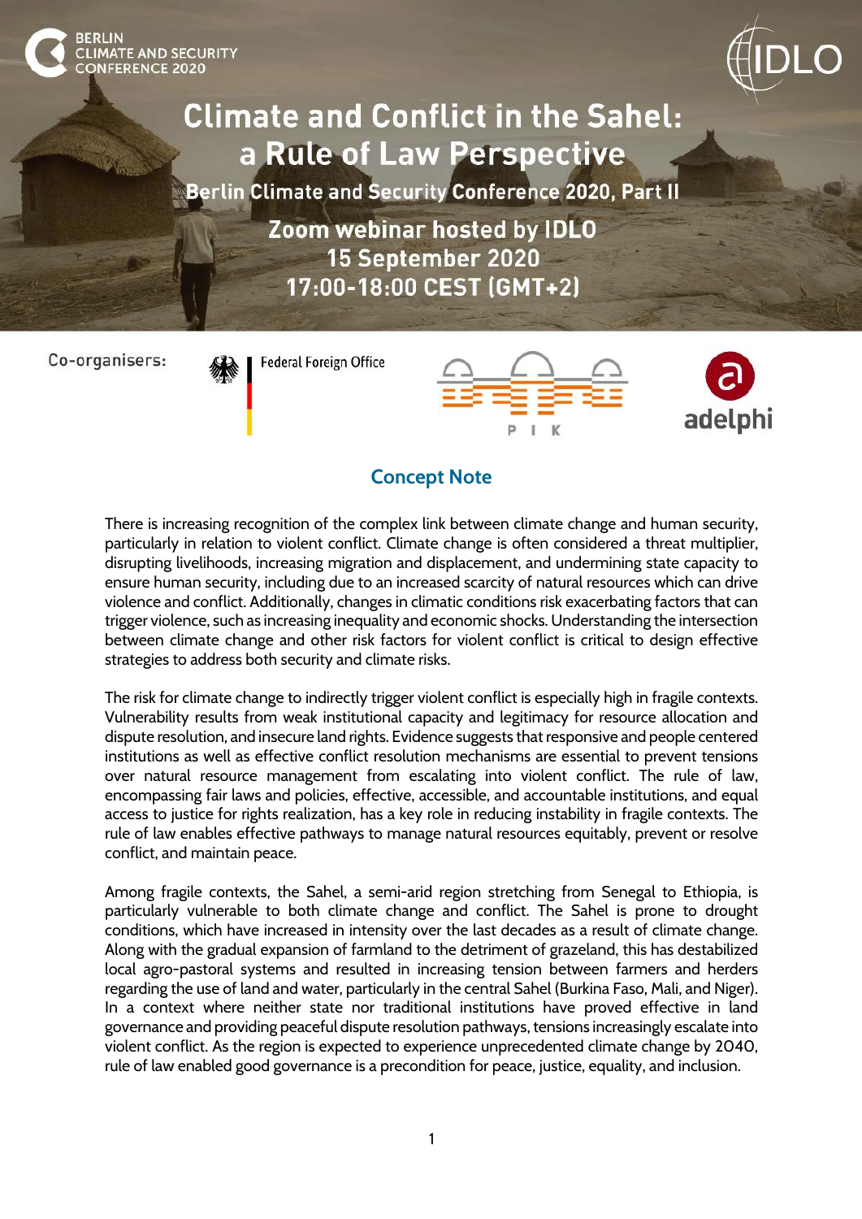BERLIN CLIMATE AND SECURITY CONFERENCE 2020

IDLO

# Climate and Conflict in the Sahel: a Rule of Law Perspective

**Berlin Climate and Security Conference 2020, Part II**

**Zoom webinar hosted by IDLO**
**15 September 2020**
**17:00-18:00 CEST (GMT+2)**

Co-organisers: Federal Foreign Office | PIK | adelphi

## Concept Note

There is increasing recognition of the complex link between climate change and human security, particularly in relation to violent conflict. Climate change is often considered a threat multiplier, disrupting livelihoods, increasing migration and displacement, and undermining state capacity to ensure human security, including due to an increased scarcity of natural resources which can drive violence and conflict. Additionally, changes in climatic conditions risk exacerbating factors that can trigger violence, such as increasing inequality and economic shocks. Understanding the intersection between climate change and other risk factors for violent conflict is critical to design effective strategies to address both security and climate risks.

The risk for climate change to indirectly trigger violent conflict is especially high in fragile contexts. Vulnerability results from weak institutional capacity and legitimacy for resource allocation and dispute resolution, and insecure land rights. Evidence suggests that responsive and people centered institutions as well as effective conflict resolution mechanisms are essential to prevent tensions over natural resource management from escalating into violent conflict. The rule of law, encompassing fair laws and policies, effective, accessible, and accountable institutions, and equal access to justice for rights realization, has a key role in reducing instability in fragile contexts. The rule of law enables effective pathways to manage natural resources equitably, prevent or resolve conflict, and maintain peace.

Among fragile contexts, the Sahel, a semi-arid region stretching from Senegal to Ethiopia, is particularly vulnerable to both climate change and conflict. The Sahel is prone to drought conditions, which have increased in intensity over the last decades as a result of climate change. Along with the gradual expansion of farmland to the detriment of grazeland, this has destabilized local agro-pastoral systems and resulted in increasing tension between farmers and herders regarding the use of land and water, particularly in the central Sahel (Burkina Faso, Mali, and Niger). In a context where neither state nor traditional institutions have proved effective in land governance and providing peaceful dispute resolution pathways, tensions increasingly escalate into violent conflict. As the region is expected to experience unprecedented climate change by 2040, rule of law enabled good governance is a precondition for peace, justice, equality, and inclusion.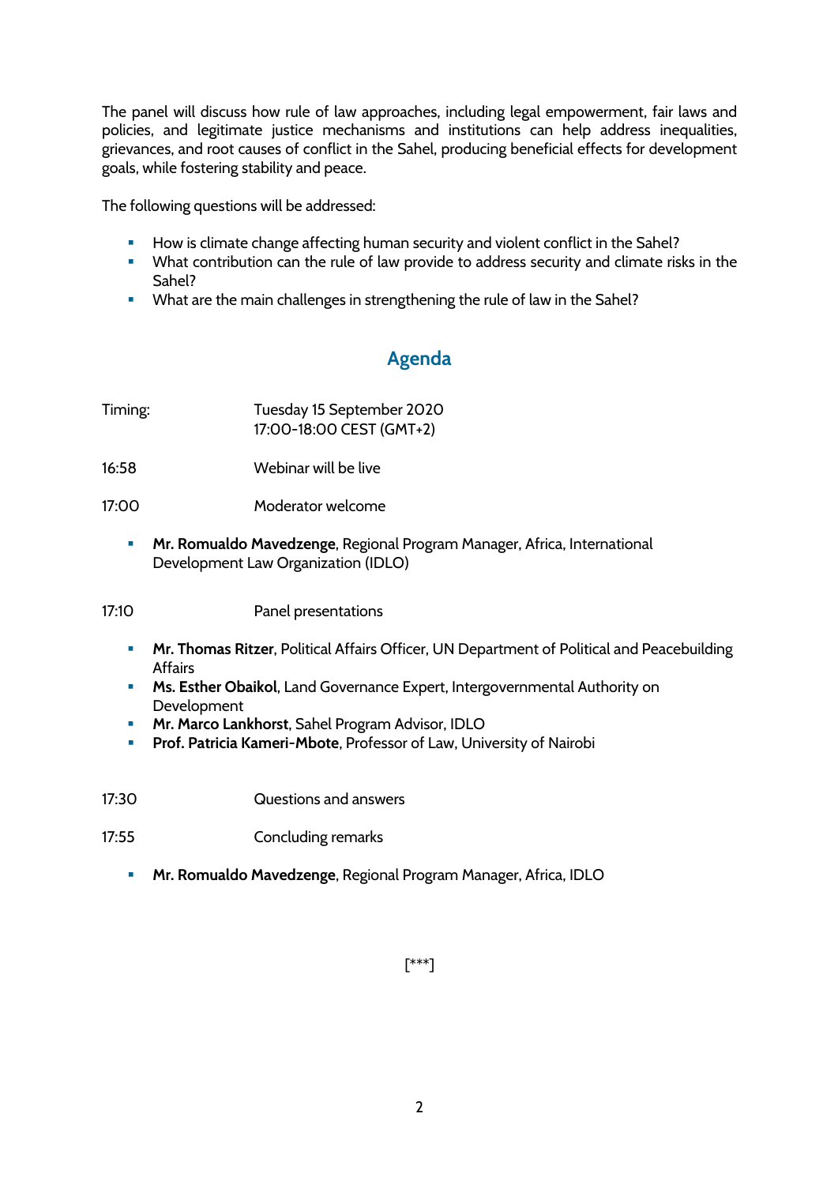The panel will discuss how rule of law approaches, including legal empowerment, fair laws and policies, and legitimate justice mechanisms and institutions can help address inequalities, grievances, and root causes of conflict in the Sahel, producing beneficial effects for development goals, while fostering stability and peace.

The following questions will be addressed:

- How is climate change affecting human security and violent conflict in the Sahel?
- What contribution can the rule of law provide to address security and climate risks in the Sahel?
- What are the main challenges in strengthening the rule of law in the Sahel?

## Agenda

Timing: Tuesday 15 September 2020
17:00-18:00 CEST (GMT+2)

16:58 Webinar will be live

17:00 Moderator welcome

- **Mr. Romualdo Mavedzenge**, Regional Program Manager, Africa, International Development Law Organization (IDLO)

17:10 Panel presentations

- **Mr. Thomas Ritzer**, Political Affairs Officer, UN Department of Political and Peacebuilding Affairs
- **Ms. Esther Obaikol**, Land Governance Expert, Intergovernmental Authority on Development
- **Mr. Marco Lankhorst**, Sahel Program Advisor, IDLO
- **Prof. Patricia Kameri-Mbote**, Professor of Law, University of Nairobi

17:30 Questions and answers

17:55 Concluding remarks

- **Mr. Romualdo Mavedzenge**, Regional Program Manager, Africa, IDLO

[***]